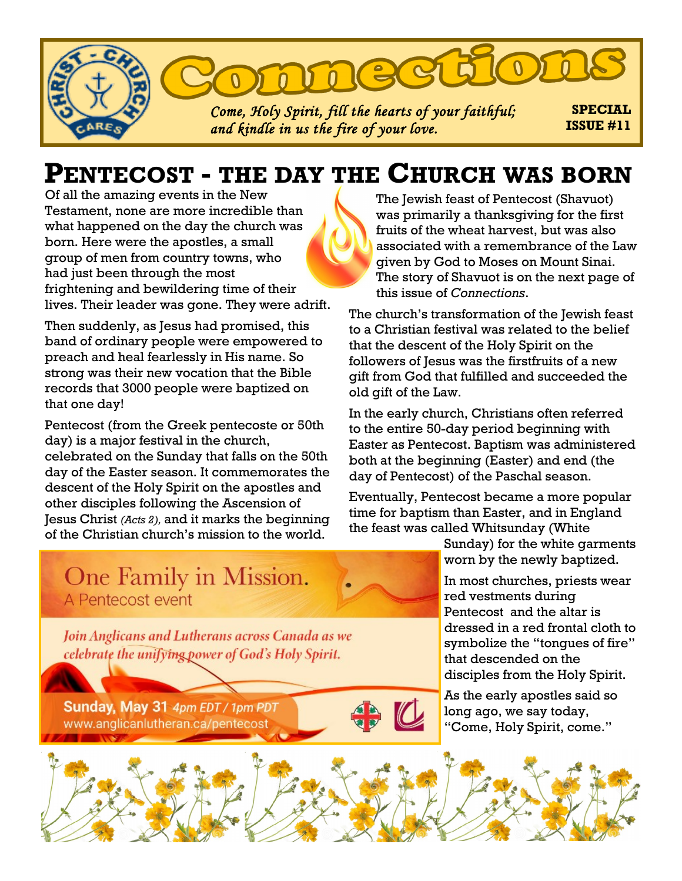# Connections

*Come, Holy Spirit, fill the hearts of your faithful; and kindle in us the fire of your love.*

**SPECIAL ISSUE #11**

## PENTECOST - THE DAY THE CHURCH WAS BORN

Of all the amazing events in the New Testament, none are more incredible than what happened on the day the church was born. Here were the apostles, a small group of men from country towns, who had just been through the most frightening and bewildering time of their lives. Their leader was gone. They were adrift.

Then suddenly, as Jesus had promised, this band of ordinary people were empowered to preach and heal fearlessly in His name. So strong was their new vocation that the Bible records that 3000 people were baptized on that one day!

Pentecost (from the Greek pentecoste or 50th day) is a major festival in the church, celebrated on the Sunday that falls on the 50th day of the Easter season. It commemorates the descent of the Holy Spirit on the apostles and other disciples following the Ascension of Jesus Christ *(Acts 2),* and it marks the beginning of the Christian church's mission to the world.

The Jewish feast of Pentecost (Shavuot) was primarily a thanksgiving for the first fruits of the wheat harvest, but was also associated with a remembrance of the Law given by God to Moses on Mount Sinai. The story of Shavuot is on the next page of this issue of *Connections*.

The church's transformation of the Jewish feast to a Christian festival was related to the belief that the descent of the Holy Spirit on the followers of Jesus was the firstfruits of a new gift from God that fulfilled and succeeded the old gift of the Law.

In the early church, Christians often referred to the entire 50-day period beginning with Easter as Pentecost. Baptism was administered both at the beginning (Easter) and end (the day of Pentecost) of the Paschal season.

Eventually, Pentecost became a more popular time for baptism than Easter, and in England the feast was called Whitsunday (White Sunday) for the white garments worn by the newly baptized.

In most churches, priests wear red vestments during Pentecost and the altar is dressed in a red frontal cloth to symbolize the "tongues of fire" that descended on the disciples from the Holy Spirit.

As the early apostles said so long ago, we say today, "Come, Holy Spirit, come."

One Family in Mission.
A Pentecost event

*Join Anglicans and Lutherans across Canada as we celebrate the unifying power of God's Holy Spirit.*

**Sunday, May 31** *4pm EDT / 1pm PDT*
www.anglicanlutheran.ca/pentecost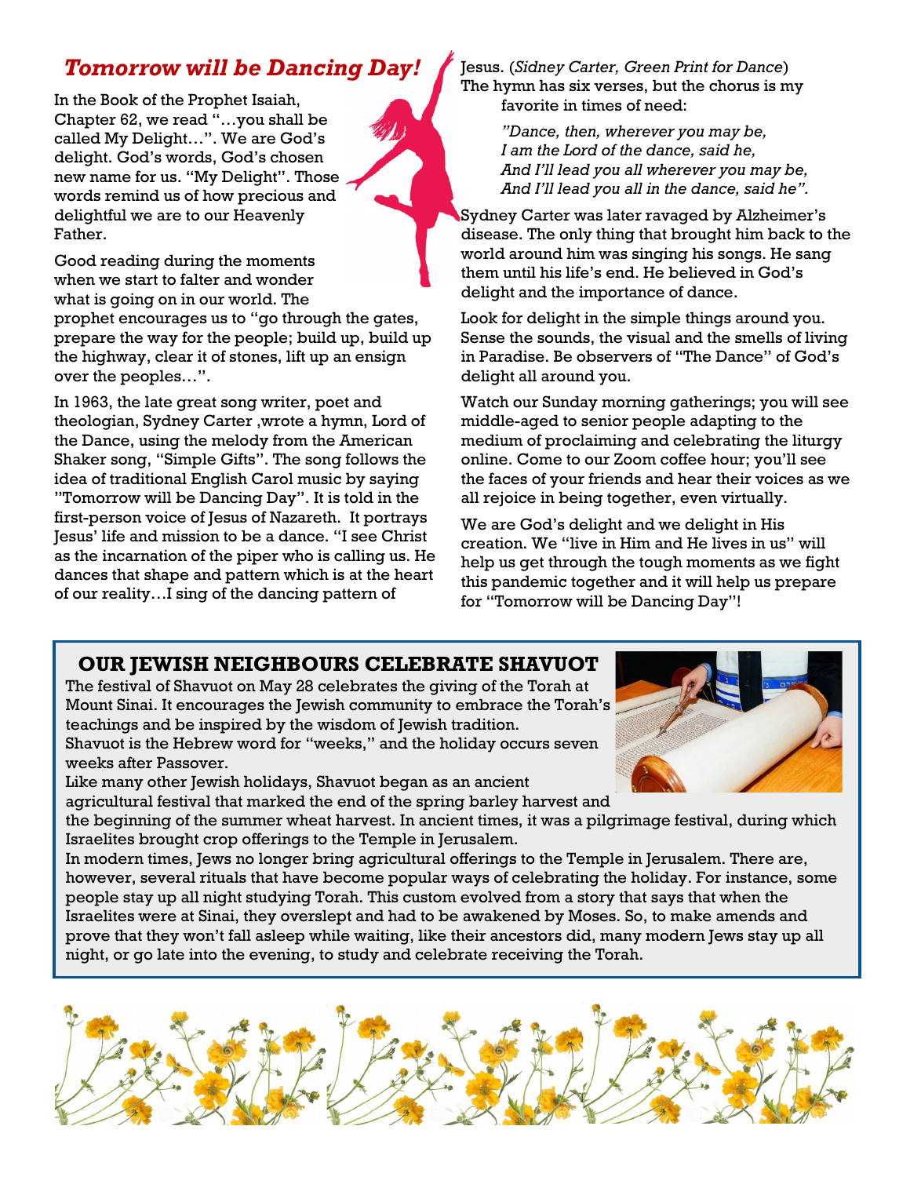## *Tomorrow will be Dancing Day!*

In the Book of the Prophet Isaiah, Chapter 62, we read "…you shall be called My Delight…". We are God's delight. God's words, God's chosen new name for us. "My Delight". Those words remind us of how precious and delightful we are to our Heavenly Father.

Good reading during the moments when we start to falter and wonder what is going on in our world. The prophet encourages us to "go through the gates, prepare the way for the people; build up, build up the highway, clear it of stones, lift up an ensign over the peoples…".

In 1963, the late great song writer, poet and theologian, Sydney Carter ,wrote a hymn, Lord of the Dance, using the melody from the American Shaker song, "Simple Gifts". The song follows the idea of traditional English Carol music by saying "Tomorrow will be Dancing Day". It is told in the first-person voice of Jesus of Nazareth. It portrays Jesus' life and mission to be a dance. "I see Christ as the incarnation of the piper who is calling us. He dances that shape and pattern which is at the heart of our reality…I sing of the dancing pattern of Jesus. (*Sidney Carter, Green Print for Dance*)

The hymn has six verses, but the chorus is my favorite in times of need:

*"Dance, then, wherever you may be,*
*I am the Lord of the dance, said he,*
*And I'll lead you all wherever you may be,*
*And I'll lead you all in the dance, said he".*

Sydney Carter was later ravaged by Alzheimer's disease. The only thing that brought him back to the world around him was singing his songs. He sang them until his life's end. He believed in God's delight and the importance of dance.

Look for delight in the simple things around you. Sense the sounds, the visual and the smells of living in Paradise. Be observers of "The Dance" of God's delight all around you.

Watch our Sunday morning gatherings; you will see middle-aged to senior people adapting to the medium of proclaiming and celebrating the liturgy online. Come to our Zoom coffee hour; you'll see the faces of your friends and hear their voices as we all rejoice in being together, even virtually.

We are God's delight and we delight in His creation. We "live in Him and He lives in us" will help us get through the tough moments as we fight this pandemic together and it will help us prepare for "Tomorrow will be Dancing Day"!

## OUR JEWISH NEIGHBOURS CELEBRATE SHAVUOT

The festival of Shavuot on May 28 celebrates the giving of the Torah at Mount Sinai. It encourages the Jewish community to embrace the Torah's teachings and be inspired by the wisdom of Jewish tradition.

Shavuot is the Hebrew word for "weeks," and the holiday occurs seven weeks after Passover.

Like many other Jewish holidays, Shavuot began as an ancient agricultural festival that marked the end of the spring barley harvest and the beginning of the summer wheat harvest. In ancient times, it was a pilgrimage festival, during which Israelites brought crop offerings to the Temple in Jerusalem.

In modern times, Jews no longer bring agricultural offerings to the Temple in Jerusalem. There are, however, several rituals that have become popular ways of celebrating the holiday. For instance, some people stay up all night studying Torah. This custom evolved from a story that says that when the Israelites were at Sinai, they overslept and had to be awakened by Moses. So, to make amends and prove that they won't fall asleep while waiting, like their ancestors did, many modern Jews stay up all night, or go late into the evening, to study and celebrate receiving the Torah.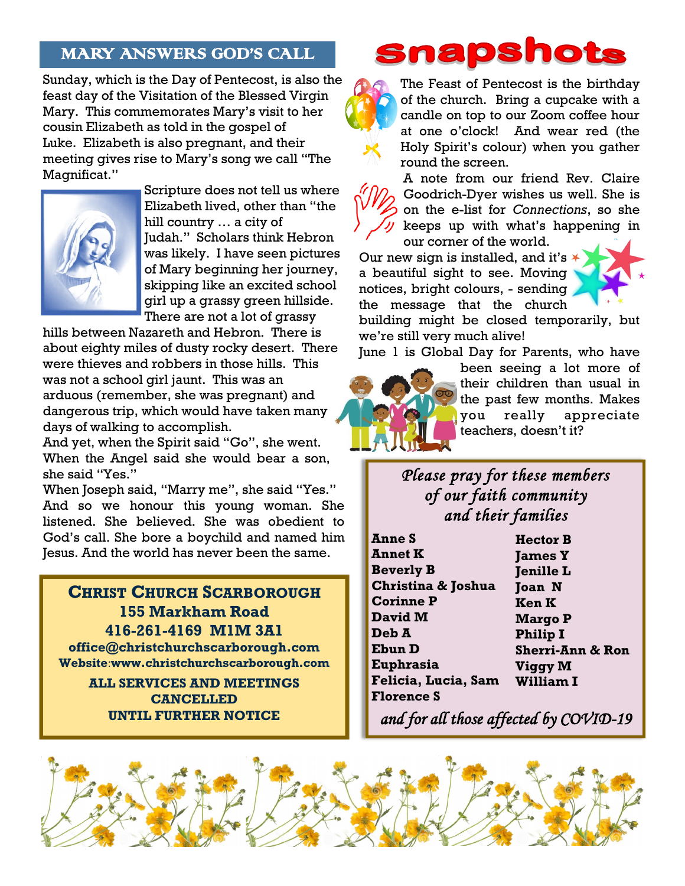## MARY ANSWERS GOD'S CALL

Sunday, which is the Day of Pentecost, is also the feast day of the Visitation of the Blessed Virgin Mary. This commemorates Mary's visit to her cousin Elizabeth as told in the gospel of Luke. Elizabeth is also pregnant, and their meeting gives rise to Mary's song we call "The Magnificat."

Scripture does not tell us where Elizabeth lived, other than "the hill country … a city of Judah." Scholars think Hebron was likely. I have seen pictures of Mary beginning her journey, skipping like an excited school girl up a grassy green hillside. There are not a lot of grassy hills between Nazareth and Hebron. There is about eighty miles of dusty rocky desert. There were thieves and robbers in those hills. This was not a school girl jaunt. This was an arduous (remember, she was pregnant) and dangerous trip, which would have taken many days of walking to accomplish.

And yet, when the Spirit said "Go", she went. When the Angel said she would bear a son, she said "Yes."

When Joseph said, "Marry me", she said "Yes." And so we honour this young woman. She listened. She believed. She was obedient to God's call. She bore a boychild and named him Jesus. And the world has never been the same.

**CHRIST CHURCH SCARBOROUGH**
**155 Markham Road**
**416-261-4169 M1M 3A1**
**office@christchurchscarborough.com**
**Website:www.christchurchscarborough.com**

**ALL SERVICES AND MEETINGS CANCELLED UNTIL FURTHER NOTICE**

## Snapshots

The Feast of Pentecost is the birthday of the church. Bring a cupcake with a candle on top to our Zoom coffee hour at one o'clock! And wear red (the Holy Spirit's colour) when you gather round the screen.

A note from our friend Rev. Claire Goodrich-Dyer wishes us well. She is on the e-list for *Connections*, so she keeps up with what's happening in our corner of the world.

Our new sign is installed, and it's a beautiful sight to see. Moving notices, bright colours, - sending the message that the church building might be closed temporarily, but we're still very much alive!

June 1 is Global Day for Parents, who have been seeing a lot more of their children than usual in the past few months. Makes you really appreciate teachers, doesn't it?

*Please pray for these members of our faith community and their families*

**Anne S**
**Annet K**
**Beverly B**
**Christina & Joshua**
**Corinne P**
**David M**
**Deb A**
**Ebun D**
**Euphrasia**
**Felicia, Lucia, Sam**
**Florence S**
**Hector B**
**James Y**
**Jenille L**
**Joan N**
**Ken K**
**Margo P**
**Philip I**
**Sherri-Ann & Ron**
**Viggy M**
**William I**

*and for all those affected by COVID-19*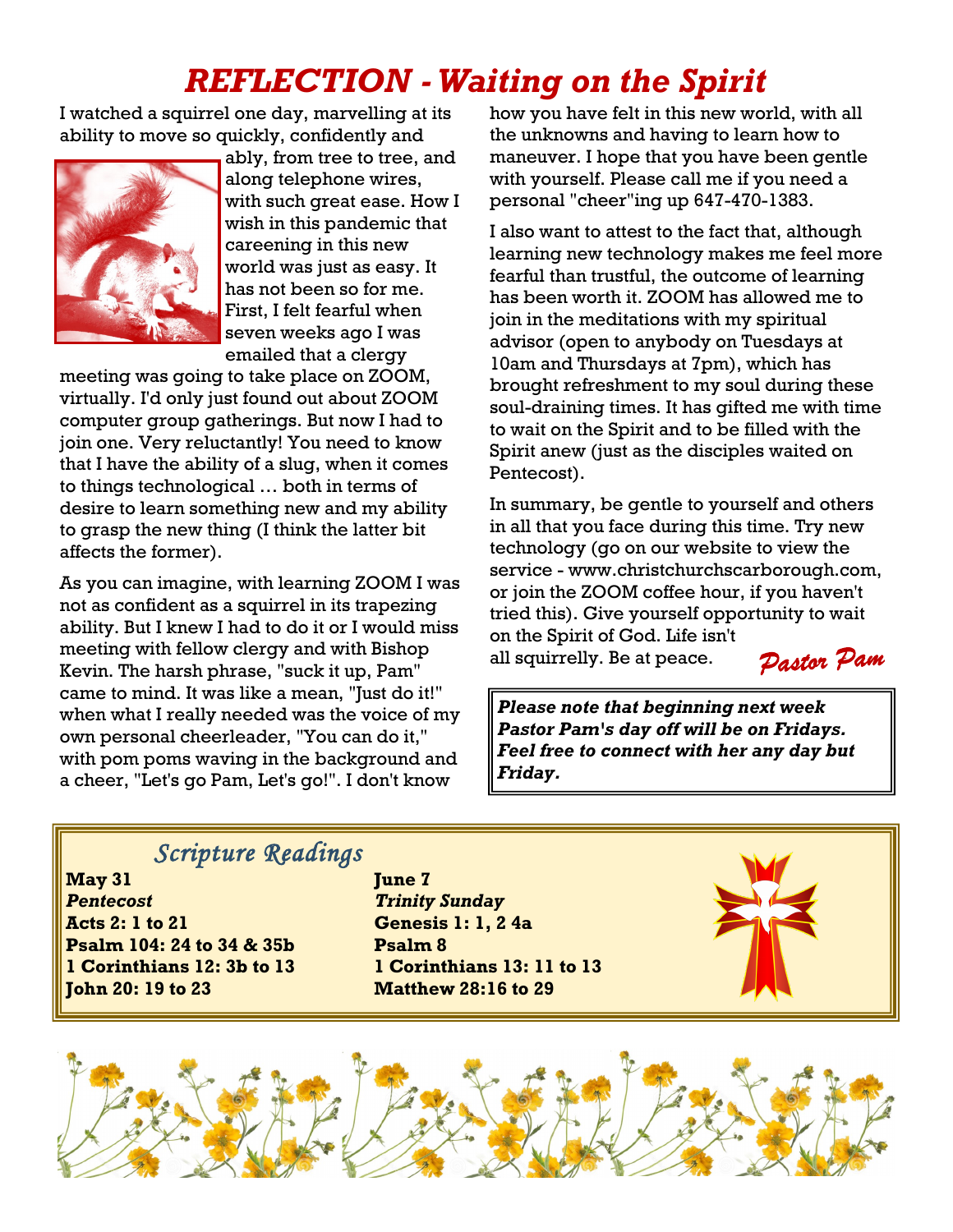# *REFLECTION - Waiting on the Spirit*

I watched a squirrel one day, marvelling at its ability to move so quickly, confidently and ably, from tree to tree, and along telephone wires, with such great ease. How I wish in this pandemic that careening in this new world was just as easy. It has not been so for me. First, I felt fearful when seven weeks ago I was emailed that a clergy meeting was going to take place on ZOOM, virtually. I'd only just found out about ZOOM computer group gatherings. But now I had to join one. Very reluctantly! You need to know that I have the ability of a slug, when it comes to things technological … both in terms of desire to learn something new and my ability to grasp the new thing (I think the latter bit affects the former).

As you can imagine, with learning ZOOM I was not as confident as a squirrel in its trapezing ability. But I knew I had to do it or I would miss meeting with fellow clergy and with Bishop Kevin. The harsh phrase, "suck it up, Pam" came to mind. It was like a mean, "Just do it!" when what I really needed was the voice of my own personal cheerleader, "You can do it," with pom poms waving in the background and a cheer, "Let's go Pam, Let's go!". I don't know how you have felt in this new world, with all the unknowns and having to learn how to maneuver. I hope that you have been gentle with yourself. Please call me if you need a personal "cheer"ing up 647-470-1383.

I also want to attest to the fact that, although learning new technology makes me feel more fearful than trustful, the outcome of learning has been worth it. ZOOM has allowed me to join in the meditations with my spiritual advisor (open to anybody on Tuesdays at 10am and Thursdays at 7pm), which has brought refreshment to my soul during these soul-draining times. It has gifted me with time to wait on the Spirit and to be filled with the Spirit anew (just as the disciples waited on Pentecost).

In summary, be gentle to yourself and others in all that you face during this time. Try new technology (go on our website to view the service - www.christchurchscarborough.com, or join the ZOOM coffee hour, if you haven't tried this). Give yourself opportunity to wait on the Spirit of God. Life isn't all squirrelly. Be at peace.

*Pastor Pam*

***Please note that beginning next week Pastor Pam's day off will be on Fridays. Feel free to connect with her any day but Friday.***

## *Scripture Readings*

**May 31**
***Pentecost***
**Acts 2: 1 to 21**
**Psalm 104: 24 to 34 & 35b**
**1 Corinthians 12: 3b to 13**
**John 20: 19 to 23**

**June 7**
***Trinity Sunday***
**Genesis 1: 1, 2 4a**
**Psalm 8**
**1 Corinthians 13: 11 to 13**
**Matthew 28:16 to 29**